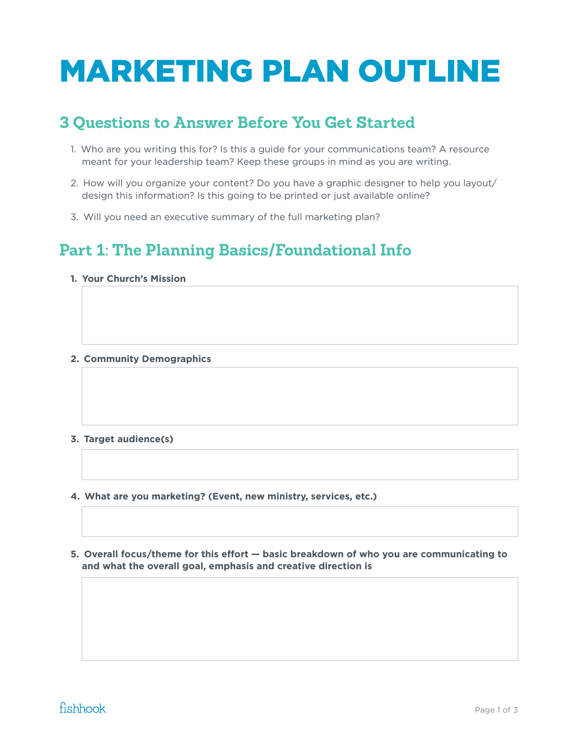# MARKETING PLAN OUTLINE

## 3 Questions to Answer Before You Get Started

1. Who are you writing this for? Is this a guide for your communications team? A resource meant for your leadership team? Keep these groups in mind as you are writing.
2. How will you organize your content? Do you have a graphic designer to help you layout/design this information? Is this going to be printed or just available online?
3. Will you need an executive summary of the full marketing plan?

## Part 1: The Planning Basics/Foundational Info

1. **Your Church's Mission**

2. **Community Demographics**

3. **Target audience(s)**

4. **What are you marketing? (Event, new ministry, services, etc.)**

5. **Overall focus/theme for this effort — basic breakdown of who you are communicating to and what the overall goal, emphasis and creative direction is**

fishhook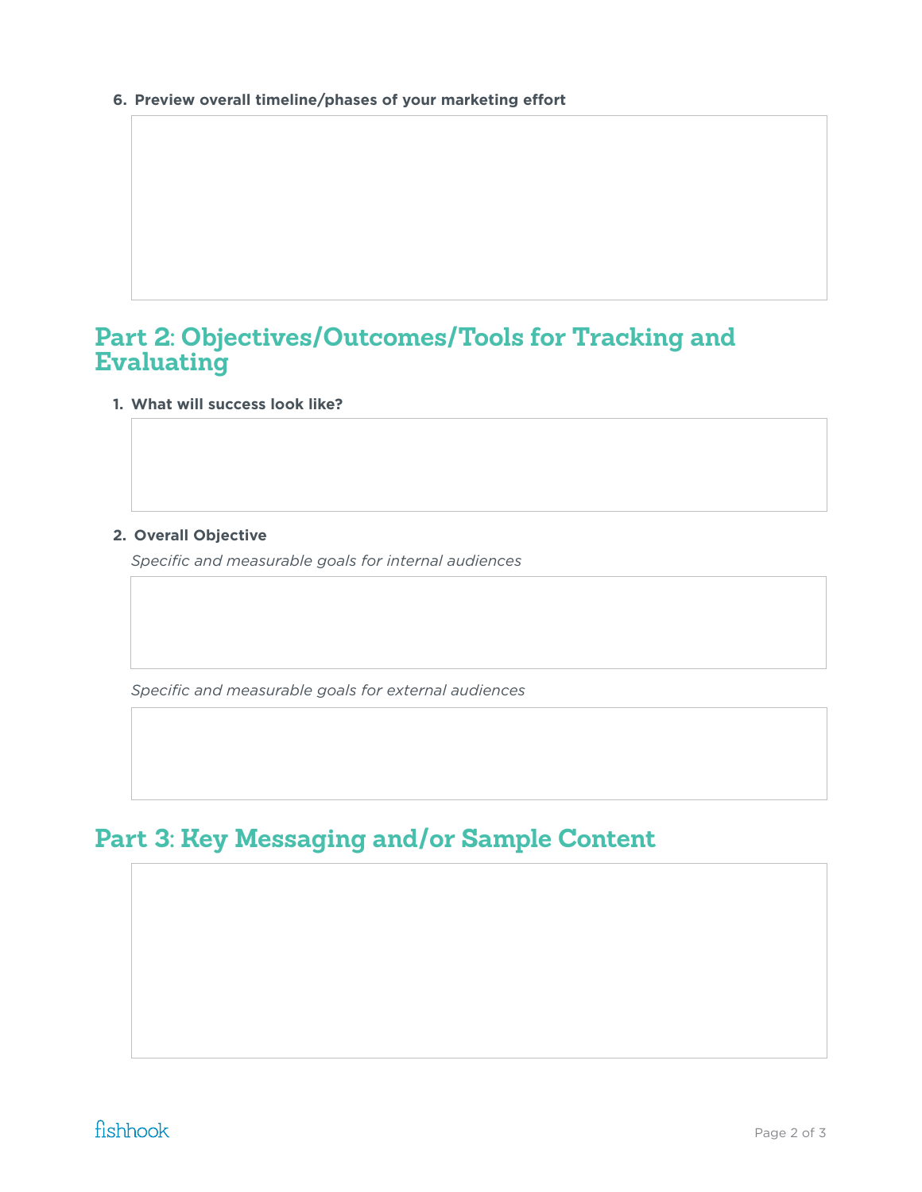6. **Preview overall timeline/phases of your marketing effort**

## Part 2: Objectives/Outcomes/Tools for Tracking and Evaluating

1. **What will success look like?**

2. **Overall Objective**

   *Specific and measurable goals for internal audiences*

   *Specific and measurable goals for external audiences*

## Part 3: Key Messaging and/or Sample Content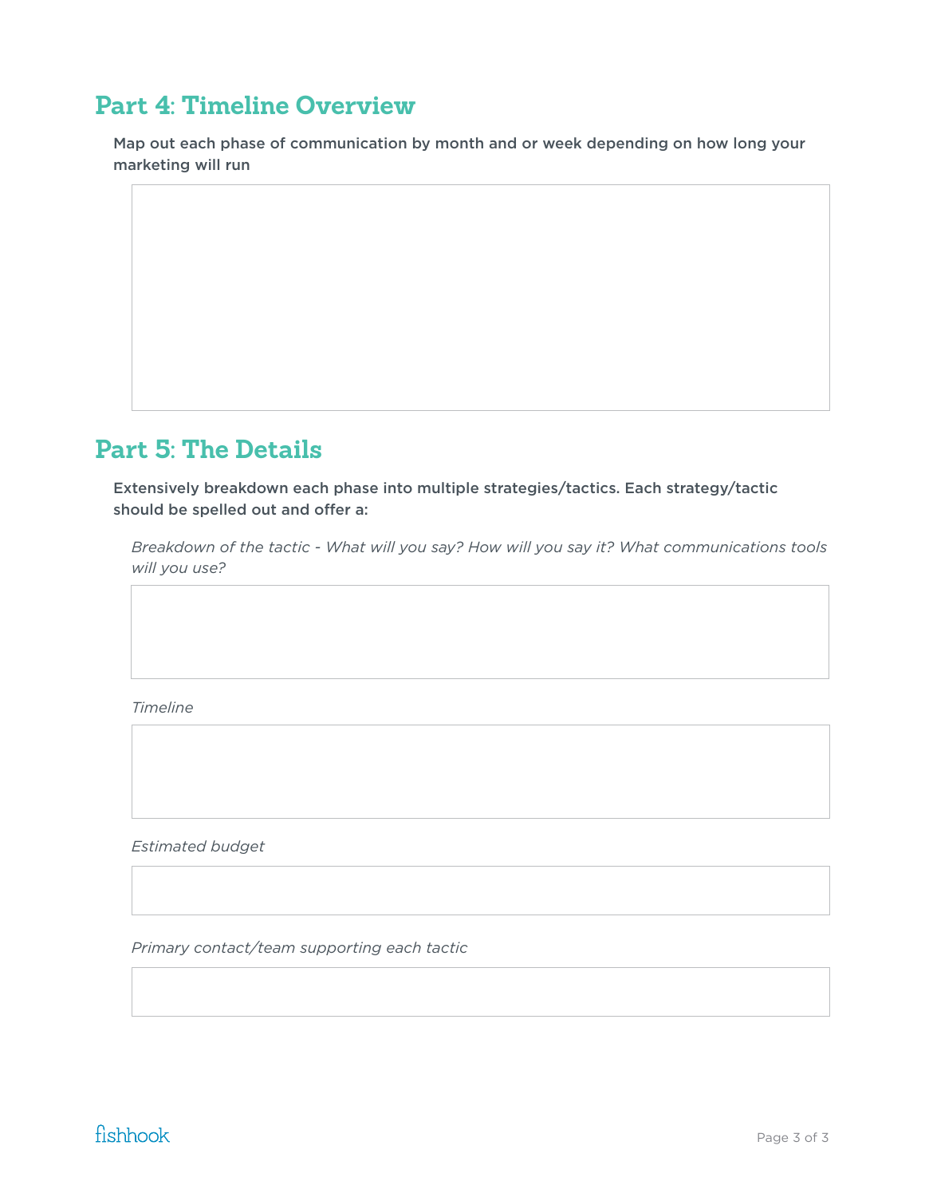## Part 4: Timeline Overview

Map out each phase of communication by month and or week depending on how long your marketing will run

## Part 5: The Details

Extensively breakdown each phase into multiple strategies/tactics. Each strategy/tactic should be spelled out and offer a:

*Breakdown of the tactic - What will you say? How will you say it? What communications tools will you use?*

*Timeline*

*Estimated budget*

*Primary contact/team supporting each tactic*